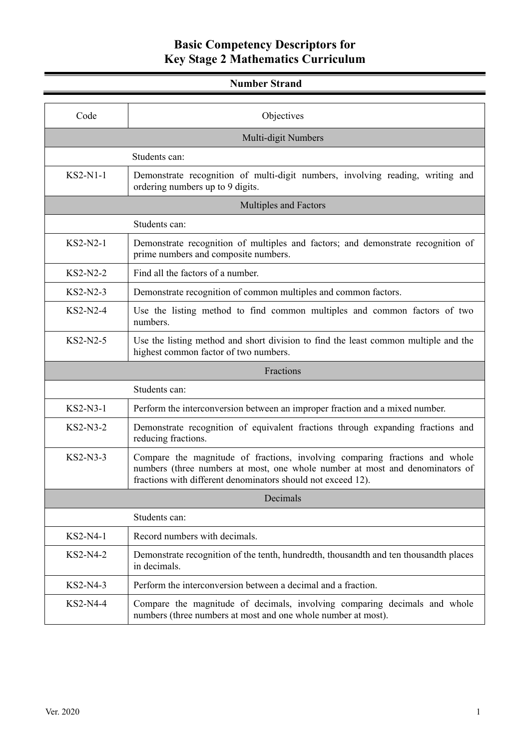# Basic Competency Descriptors for Key Stage 2 Mathematics Curriculum

## Number Strand

| Code | Objectives |
|---|---|
| **Multi-digit Numbers** | |
| | Students can: |
| KS2-N1-1 | Demonstrate recognition of multi-digit numbers, involving reading, writing and ordering numbers up to 9 digits. |
| **Multiples and Factors** | |
| | Students can: |
| KS2-N2-1 | Demonstrate recognition of multiples and factors; and demonstrate recognition of prime numbers and composite numbers. |
| KS2-N2-2 | Find all the factors of a number. |
| KS2-N2-3 | Demonstrate recognition of common multiples and common factors. |
| KS2-N2-4 | Use the listing method to find common multiples and common factors of two numbers. |
| KS2-N2-5 | Use the listing method and short division to find the least common multiple and the highest common factor of two numbers. |
| **Fractions** | |
| | Students can: |
| KS2-N3-1 | Perform the interconversion between an improper fraction and a mixed number. |
| KS2-N3-2 | Demonstrate recognition of equivalent fractions through expanding fractions and reducing fractions. |
| KS2-N3-3 | Compare the magnitude of fractions, involving comparing fractions and whole numbers (three numbers at most, one whole number at most and denominators of fractions with different denominators should not exceed 12). |
| **Decimals** | |
| | Students can: |
| KS2-N4-1 | Record numbers with decimals. |
| KS2-N4-2 | Demonstrate recognition of the tenth, hundredth, thousandth and ten thousandth places in decimals. |
| KS2-N4-3 | Perform the interconversion between a decimal and a fraction. |
| KS2-N4-4 | Compare the magnitude of decimals, involving comparing decimals and whole numbers (three numbers at most and one whole number at most). |

Ver. 2020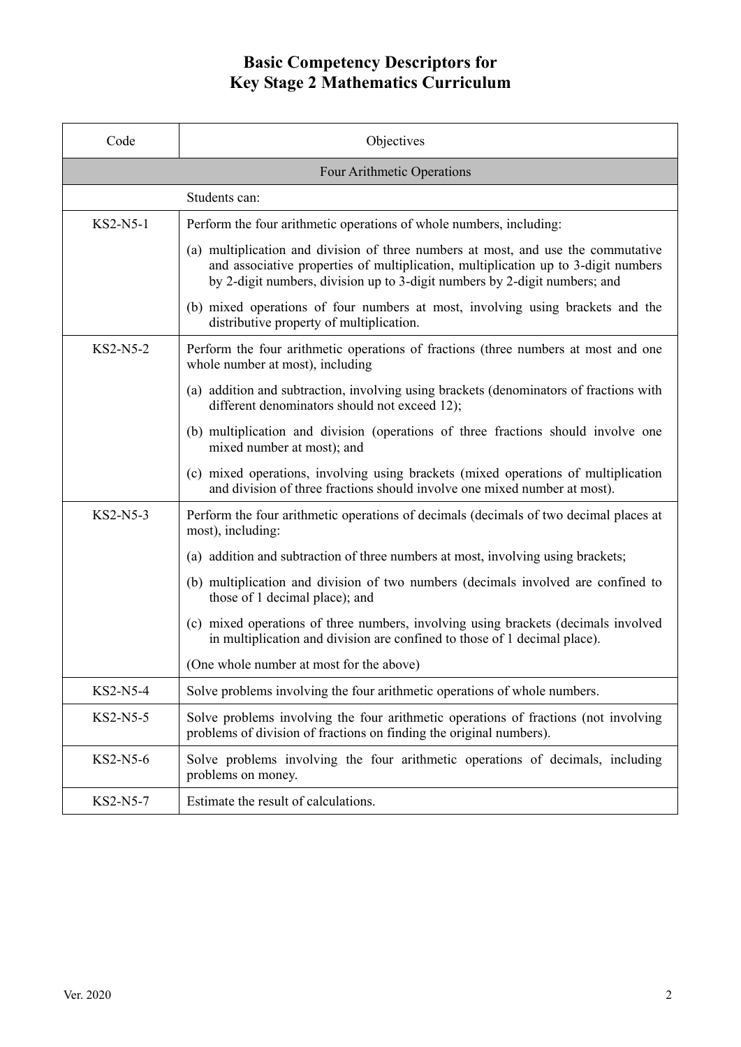# Basic Competency Descriptors for Key Stage 2 Mathematics Curriculum

| Code | Objectives |
| --- | --- |
| **Four Arithmetic Operations** | |
| | Students can: |
| KS2-N5-1 | Perform the four arithmetic operations of whole numbers, including:<br>(a) multiplication and division of three numbers at most, and use the commutative and associative properties of multiplication, multiplication up to 3-digit numbers by 2-digit numbers, division up to 3-digit numbers by 2-digit numbers; and<br>(b) mixed operations of four numbers at most, involving using brackets and the distributive property of multiplication. |
| KS2-N5-2 | Perform the four arithmetic operations of fractions (three numbers at most and one whole number at most), including<br>(a) addition and subtraction, involving using brackets (denominators of fractions with different denominators should not exceed 12);<br>(b) multiplication and division (operations of three fractions should involve one mixed number at most); and<br>(c) mixed operations, involving using brackets (mixed operations of multiplication and division of three fractions should involve one mixed number at most). |
| KS2-N5-3 | Perform the four arithmetic operations of decimals (decimals of two decimal places at most), including:<br>(a) addition and subtraction of three numbers at most, involving using brackets;<br>(b) multiplication and division of two numbers (decimals involved are confined to those of 1 decimal place); and<br>(c) mixed operations of three numbers, involving using brackets (decimals involved in multiplication and division are confined to those of 1 decimal place).<br>(One whole number at most for the above) |
| KS2-N5-4 | Solve problems involving the four arithmetic operations of whole numbers. |
| KS2-N5-5 | Solve problems involving the four arithmetic operations of fractions (not involving problems of division of fractions on finding the original numbers). |
| KS2-N5-6 | Solve problems involving the four arithmetic operations of decimals, including problems on money. |
| KS2-N5-7 | Estimate the result of calculations. |

Ver. 2020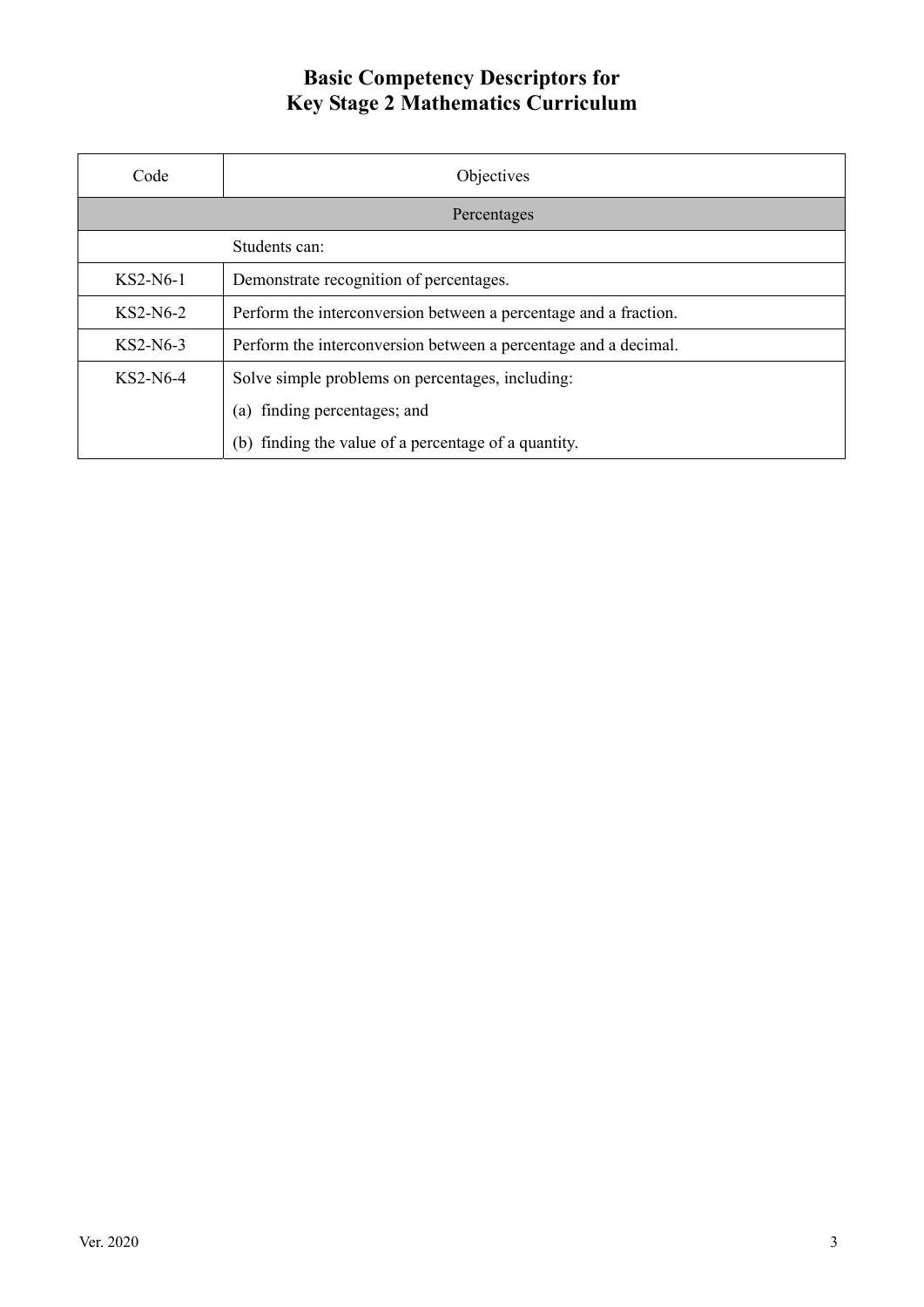# Basic Competency Descriptors for Key Stage 2 Mathematics Curriculum

| Code | Objectives |
| --- | --- |
| Percentages | |
| | Students can: |
| KS2-N6-1 | Demonstrate recognition of percentages. |
| KS2-N6-2 | Perform the interconversion between a percentage and a fraction. |
| KS2-N6-3 | Perform the interconversion between a percentage and a decimal. |
| KS2-N6-4 | Solve simple problems on percentages, including:<br>(a) finding percentages; and<br>(b) finding the value of a percentage of a quantity. |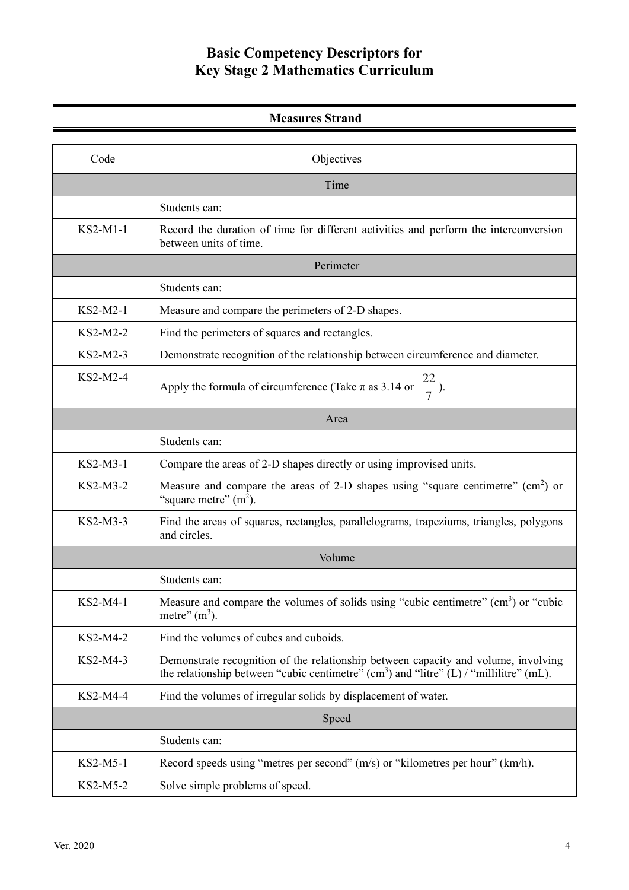# Basic Competency Descriptors for Key Stage 2 Mathematics Curriculum

## Measures Strand

| Code | Objectives |
|---|---|
| | **Time** |
| | Students can: |
| KS2-M1-1 | Record the duration of time for different activities and perform the interconversion between units of time. |
| | **Perimeter** |
| | Students can: |
| KS2-M2-1 | Measure and compare the perimeters of 2-D shapes. |
| KS2-M2-2 | Find the perimeters of squares and rectangles. |
| KS2-M2-3 | Demonstrate recognition of the relationship between circumference and diameter. |
| KS2-M2-4 | Apply the formula of circumference (Take $\pi$ as 3.14 or $\frac{22}{7}$). |
| | **Area** |
| | Students can: |
| KS2-M3-1 | Compare the areas of 2-D shapes directly or using improvised units. |
| KS2-M3-2 | Measure and compare the areas of 2-D shapes using "square centimetre" ($cm^2$) or "square metre" ($m^2$). |
| KS2-M3-3 | Find the areas of squares, rectangles, parallelograms, trapeziums, triangles, polygons and circles. |
| | **Volume** |
| | Students can: |
| KS2-M4-1 | Measure and compare the volumes of solids using "cubic centimetre" ($cm^3$) or "cubic metre" ($m^3$). |
| KS2-M4-2 | Find the volumes of cubes and cuboids. |
| KS2-M4-3 | Demonstrate recognition of the relationship between capacity and volume, involving the relationship between "cubic centimetre" ($cm^3$) and "litre" (L) / "millilitre" (mL). |
| KS2-M4-4 | Find the volumes of irregular solids by displacement of water. |
| | **Speed** |
| | Students can: |
| KS2-M5-1 | Record speeds using "metres per second" (m/s) or "kilometres per hour" (km/h). |
| KS2-M5-2 | Solve simple problems of speed. |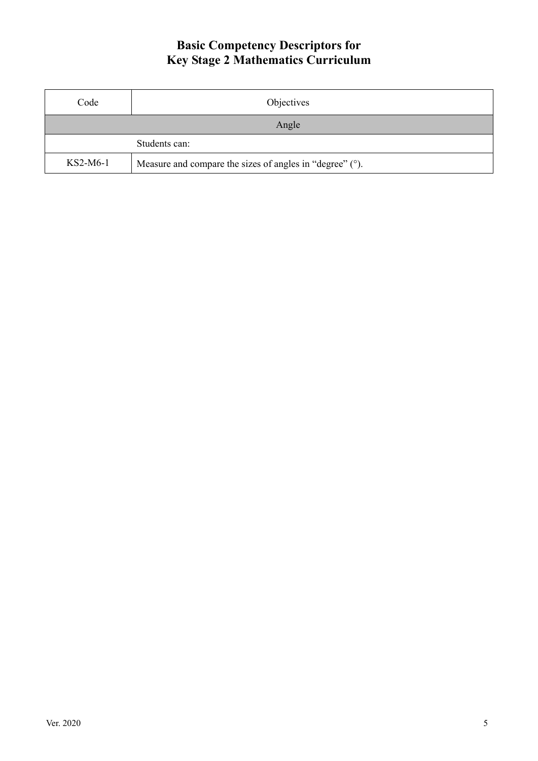# Basic Competency Descriptors for
# Key Stage 2 Mathematics Curriculum

| Code | Objectives |
| --- | --- |
| | Angle |
| | Students can: |
| KS2-M6-1 | Measure and compare the sizes of angles in “degree” (°). |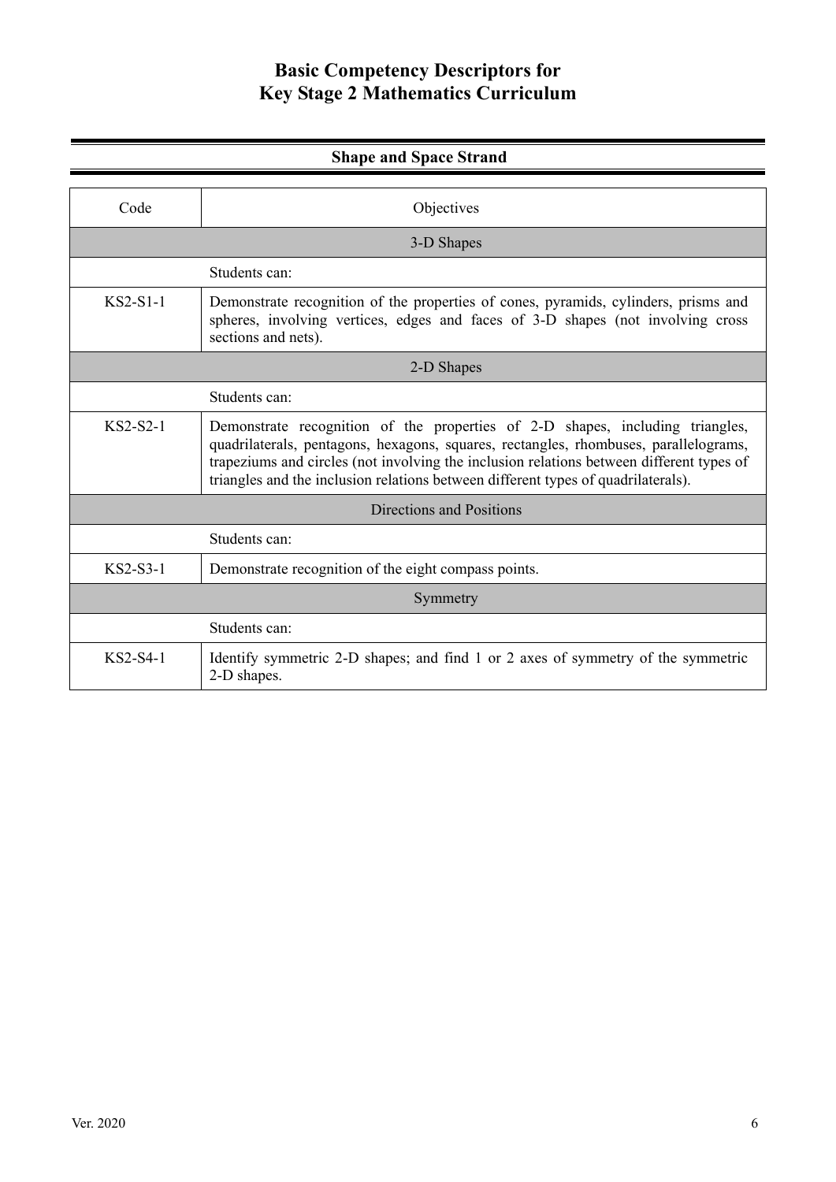# Basic Competency Descriptors for Key Stage 2 Mathematics Curriculum

## Shape and Space Strand

| Code | Objectives |
|---|---|
| | 3-D Shapes |
| | Students can: |
| KS2-S1-1 | Demonstrate recognition of the properties of cones, pyramids, cylinders, prisms and spheres, involving vertices, edges and faces of 3-D shapes (not involving cross sections and nets). |
| | 2-D Shapes |
| | Students can: |
| KS2-S2-1 | Demonstrate recognition of the properties of 2-D shapes, including triangles, quadrilaterals, pentagons, hexagons, squares, rectangles, rhombuses, parallelograms, trapeziums and circles (not involving the inclusion relations between different types of triangles and the inclusion relations between different types of quadrilaterals). |
| | Directions and Positions |
| | Students can: |
| KS2-S3-1 | Demonstrate recognition of the eight compass points. |
| | Symmetry |
| | Students can: |
| KS2-S4-1 | Identify symmetric 2-D shapes; and find 1 or 2 axes of symmetry of the symmetric 2-D shapes. |

Ver. 2020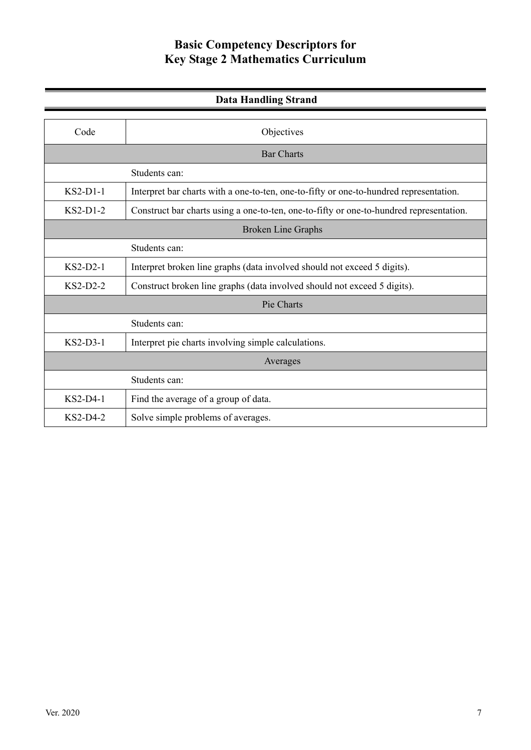# Basic Competency Descriptors for Key Stage 2 Mathematics Curriculum

## Data Handling Strand

| Code | Objectives |
|---|---|
| | **Bar Charts** |
| | Students can: |
| KS2-D1-1 | Interpret bar charts with a one-to-ten, one-to-fifty or one-to-hundred representation. |
| KS2-D1-2 | Construct bar charts using a one-to-ten, one-to-fifty or one-to-hundred representation. |
| | **Broken Line Graphs** |
| | Students can: |
| KS2-D2-1 | Interpret broken line graphs (data involved should not exceed 5 digits). |
| KS2-D2-2 | Construct broken line graphs (data involved should not exceed 5 digits). |
| | **Pie Charts** |
| | Students can: |
| KS2-D3-1 | Interpret pie charts involving simple calculations. |
| | **Averages** |
| | Students can: |
| KS2-D4-1 | Find the average of a group of data. |
| KS2-D4-2 | Solve simple problems of averages. |

Ver. 2020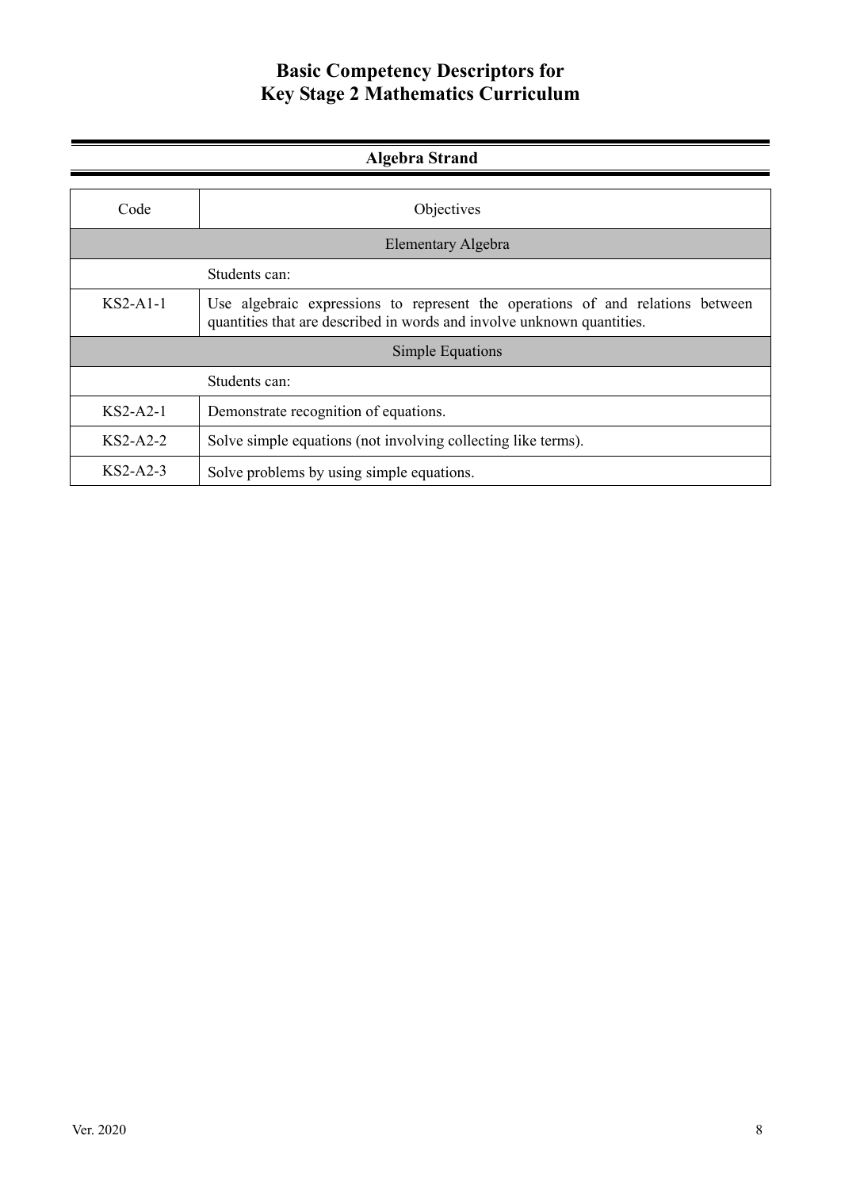# Basic Competency Descriptors for Key Stage 2 Mathematics Curriculum

## Algebra Strand

| Code | Objectives |
|---|---|
| | Elementary Algebra |
| | Students can: |
| KS2-A1-1 | Use algebraic expressions to represent the operations of and relations between quantities that are described in words and involve unknown quantities. |
| | Simple Equations |
| | Students can: |
| KS2-A2-1 | Demonstrate recognition of equations. |
| KS2-A2-2 | Solve simple equations (not involving collecting like terms). |
| KS2-A2-3 | Solve problems by using simple equations. |

Ver. 2020